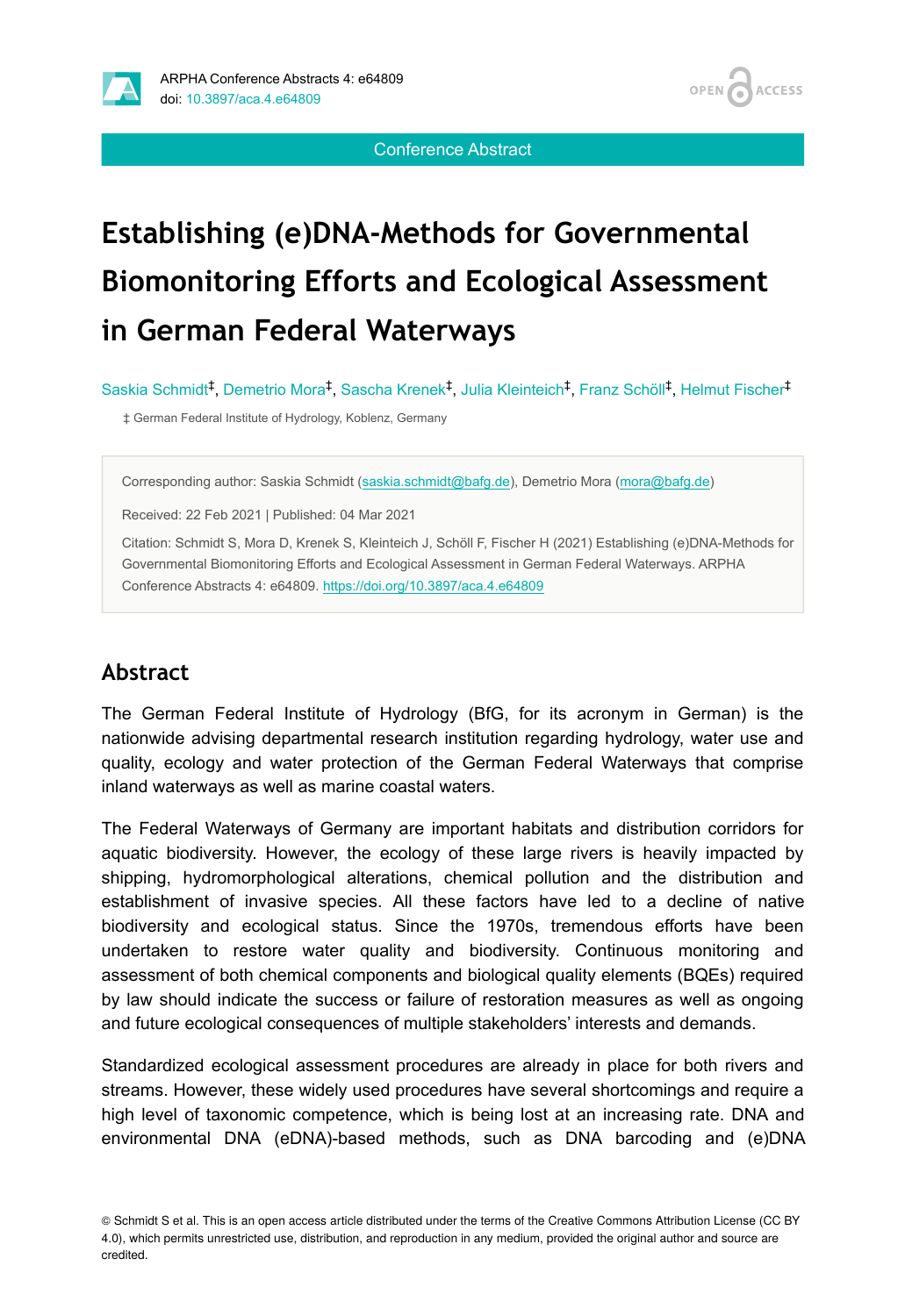# Establishing (e)DNA-Methods for Governmental Biomonitoring Efforts and Ecological Assessment in German Federal Waterways

Saskia Schmidt[‡], Demetrio Mora[‡], Sascha Krenek[‡], Julia Kleinteich[‡], Franz Schöll[‡], Helmut Fischer[‡]

‡ German Federal Institute of Hydrology, Koblenz, Germany

Corresponding author: Saskia Schmidt (saskia.schmidt@bafg.de), Demetrio Mora (mora@bafg.de)

Received: 22 Feb 2021 | Published: 04 Mar 2021

Citation: Schmidt S, Mora D, Krenek S, Kleinteich J, Schöll F, Fischer H (2021) Establishing (e)DNA-Methods for Governmental Biomonitoring Efforts and Ecological Assessment in German Federal Waterways. ARPHA Conference Abstracts 4: e64809. https://doi.org/10.3897/aca.4.e64809

## Abstract

The German Federal Institute of Hydrology (BfG, for its acronym in German) is the nationwide advising departmental research institution regarding hydrology, water use and quality, ecology and water protection of the German Federal Waterways that comprise inland waterways as well as marine coastal waters.

The Federal Waterways of Germany are important habitats and distribution corridors for aquatic biodiversity. However, the ecology of these large rivers is heavily impacted by shipping, hydromorphological alterations, chemical pollution and the distribution and establishment of invasive species. All these factors have led to a decline of native biodiversity and ecological status. Since the 1970s, tremendous efforts have been undertaken to restore water quality and biodiversity. Continuous monitoring and assessment of both chemical components and biological quality elements (BQEs) required by law should indicate the success or failure of restoration measures as well as ongoing and future ecological consequences of multiple stakeholders' interests and demands.

Standardized ecological assessment procedures are already in place for both rivers and streams. However, these widely used procedures have several shortcomings and require a high level of taxonomic competence, which is being lost at an increasing rate. DNA and environmental DNA (eDNA)-based methods, such as DNA barcoding and (e)DNA

© Schmidt S et al. This is an open access article distributed under the terms of the Creative Commons Attribution License (CC BY 4.0), which permits unrestricted use, distribution, and reproduction in any medium, provided the original author and source are credited.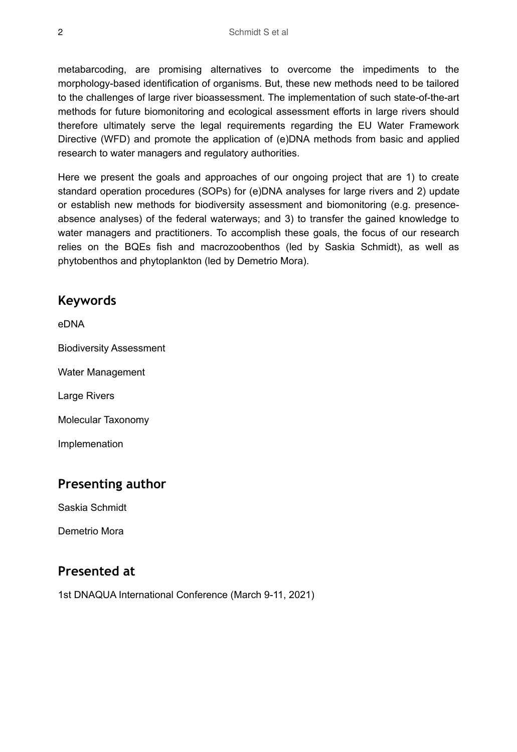metabarcoding, are promising alternatives to overcome the impediments to the morphology-based identification of organisms. But, these new methods need to be tailored to the challenges of large river bioassessment. The implementation of such state-of-the-art methods for future biomonitoring and ecological assessment efforts in large rivers should therefore ultimately serve the legal requirements regarding the EU Water Framework Directive (WFD) and promote the application of (e)DNA methods from basic and applied research to water managers and regulatory authorities.

Here we present the goals and approaches of our ongoing project that are 1) to create standard operation procedures (SOPs) for (e)DNA analyses for large rivers and 2) update or establish new methods for biodiversity assessment and biomonitoring (e.g. presence-absence analyses) of the federal waterways; and 3) to transfer the gained knowledge to water managers and practitioners. To accomplish these goals, the focus of our research relies on the BQEs fish and macrozoobenthos (led by Saskia Schmidt), as well as phytobenthos and phytoplankton (led by Demetrio Mora).

## Keywords

eDNA

Biodiversity Assessment

Water Management

Large Rivers

Molecular Taxonomy

Implemenation

## Presenting author

Saskia Schmidt

Demetrio Mora

## Presented at

1st DNAQUA International Conference (March 9-11, 2021)